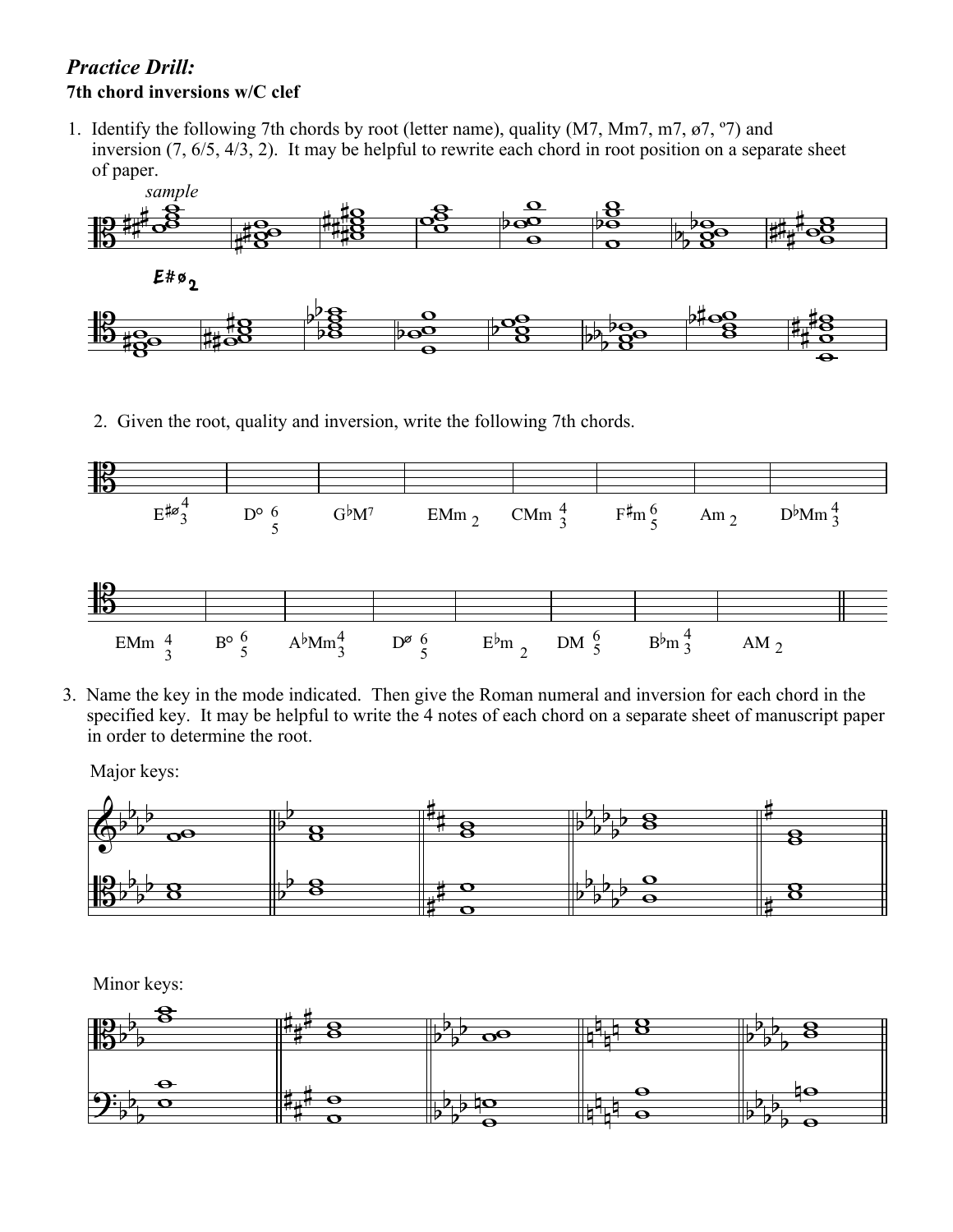# *Practice Drill:*

**7th chord inversions w/C clef**

1. Identify the following 7th chords by root (letter name), quality (M7, Mm7, m7, ø7, º7) and inversion (7, 6/5, 4/3, 2). It may be helpful to rewrite each chord in root position on a separate sheet of paper.

*sample*

E#ø2

2. Given the root, quality and inversion, write the following 7th chords.

E#ø $^4_3$ &nbsp;&nbsp; D° $^6_5$ &nbsp;&nbsp; G♭M7 &nbsp;&nbsp; EMm 2 &nbsp;&nbsp; CMm $^4_3$ &nbsp;&nbsp; F#m $^6_5$ &nbsp;&nbsp; Am 2 &nbsp;&nbsp; D♭Mm $^4_3$

EMm $^4_3$ &nbsp;&nbsp; B° $^6_5$ &nbsp;&nbsp; A♭Mm $^4_3$ &nbsp;&nbsp; Dø $^6_5$ &nbsp;&nbsp; E♭m 2 &nbsp;&nbsp; DM $^6_5$ &nbsp;&nbsp; B♭m $^4_3$ &nbsp;&nbsp; AM 2

3. Name the key in the mode indicated. Then give the Roman numeral and inversion for each chord in the specified key. It may be helpful to write the 4 notes of each chord on a separate sheet of manuscript paper in order to determine the root.

Major keys:

Minor keys: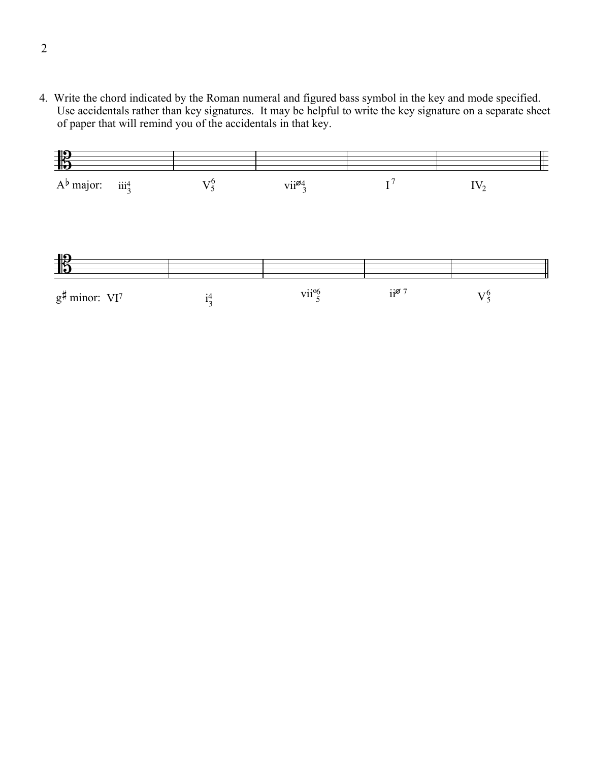4. Write the chord indicated by the Roman numeral and figured bass symbol in the key and mode specified. Use accidentals rather than key signatures. It may be helpful to write the key signature on a separate sheet of paper that will remind you of the accidentals in that key.

A♭ major: $\text{iii}^4_3$ $\text{V}^6_5$ $\text{vii}^{ø4}_{\ 3}$ $\text{I}^7$ $\text{IV}_2$

g♯ minor: $\text{VI}^7$ $\text{i}^4_3$ $\text{vii}^{o6}_{\ 5}$ $\text{ii}^{ø7}$ $\text{V}^6_5$